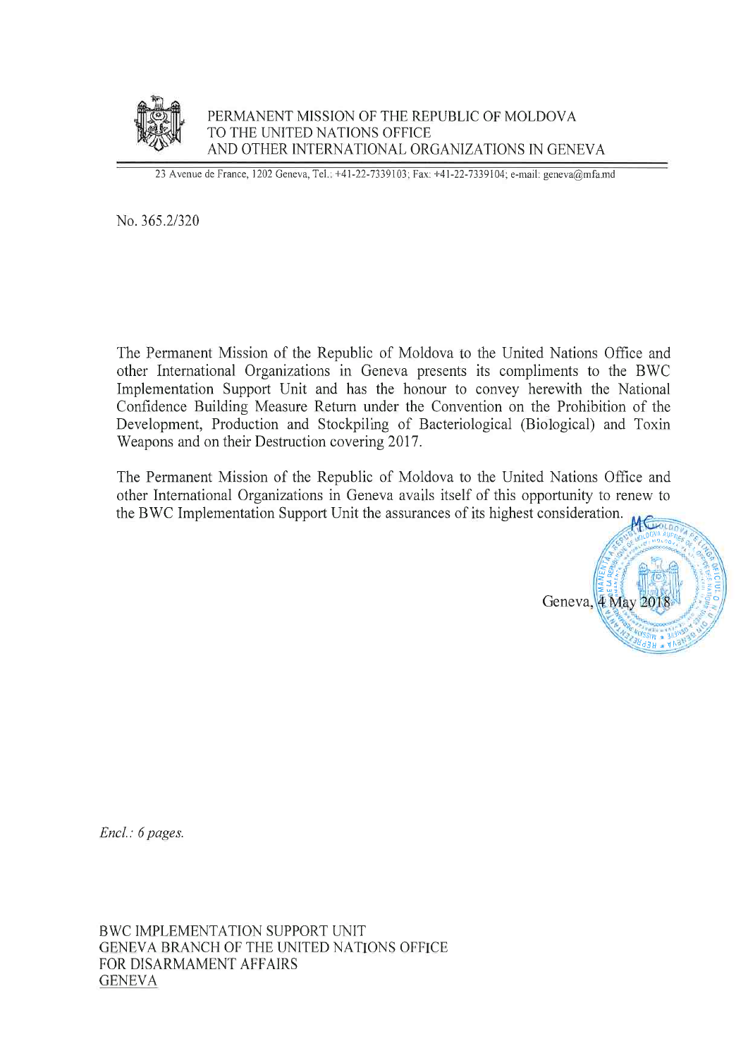PERMANENT MISSION OF THE REPUBLIC OF MOLDOVA
TO THE UNITED NATIONS OFFICE
AND OTHER INTERNATIONAL ORGANIZATIONS IN GENEVA

23 Avenue de France, 1202 Geneva, Tel.: +41-22-7339103; Fax: +41-22-7339104; e-mail: geneva@mfa.md

No. 365.2/320

The Permanent Mission of the Republic of Moldova to the United Nations Office and other International Organizations in Geneva presents its compliments to the BWC Implementation Support Unit and has the honour to convey herewith the National Confidence Building Measure Return under the Convention on the Prohibition of the Development, Production and Stockpiling of Bacteriological (Biological) and Toxin Weapons and on their Destruction covering 2017.

The Permanent Mission of the Republic of Moldova to the United Nations Office and other International Organizations in Geneva avails itself of this opportunity to renew to the BWC Implementation Support Unit the assurances of its highest consideration.

Geneva, 4 May 2018

*Encl.: 6 pages.*

BWC IMPLEMENTATION SUPPORT UNIT
GENEVA BRANCH OF THE UNITED NATIONS OFFICE
FOR DISARMAMENT AFFAIRS
GENEVA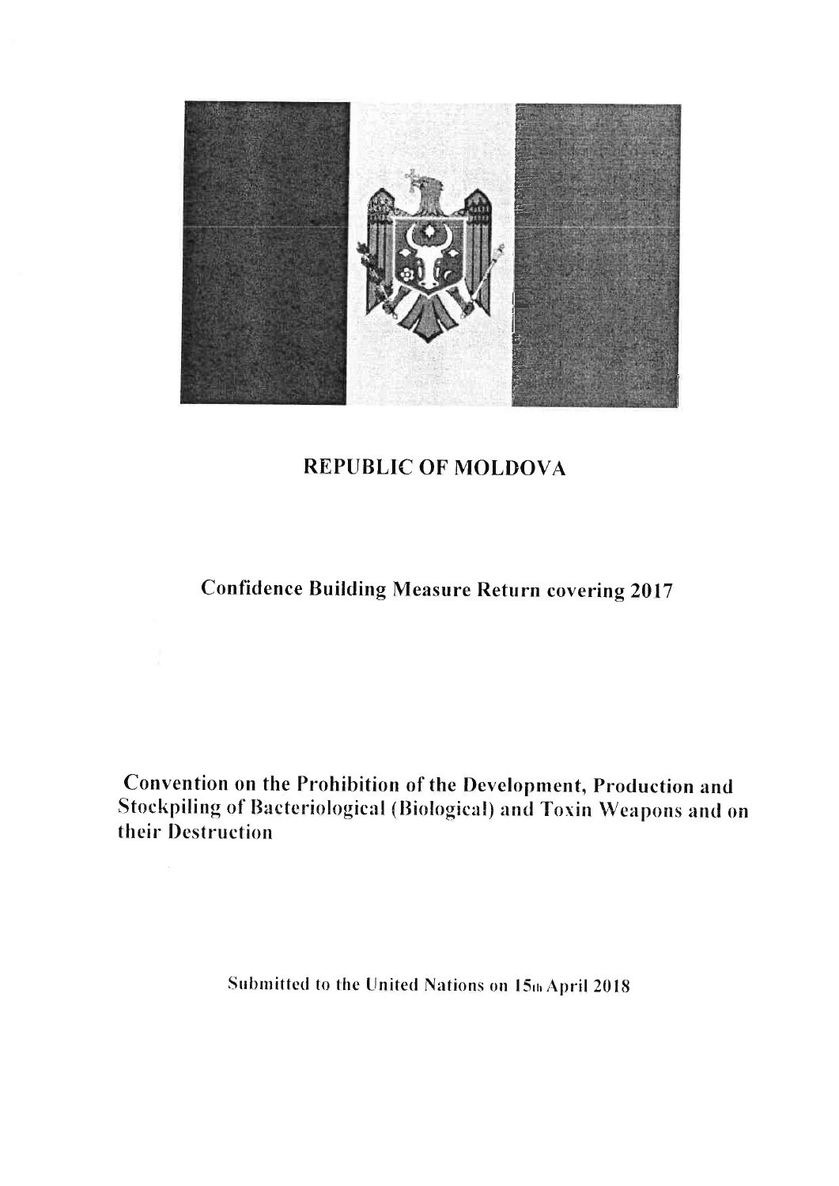# REPUBLIC OF MOLDOVA

## Confidence Building Measure Return covering 2017

## Convention on the Prohibition of the Development, Production and Stockpiling of Bacteriological (Biological) and Toxin Weapons and on their Destruction

Submitted to the United Nations on 15th April 2018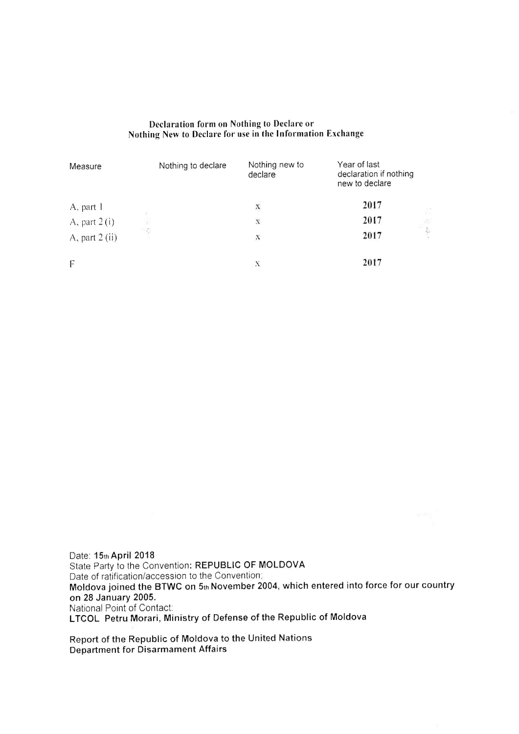**Declaration form on Nothing to Declare or Nothing New to Declare for use in the Information Exchange**

| Measure | Nothing to declare | Nothing new to declare | Year of last declaration if nothing new to declare |
|---|---|---|---|
| A, part 1 | | x | **2017** |
| A, part 2 (i) | | x | **2017** |
| A, part 2 (ii) | | x | **2017** |
| F | | x | **2017** |

Date: **15th April 2018**
State Party to the Convention: **REPUBLIC OF MOLDOVA**
Date of ratification/accession to the Convention:
**Moldova joined the BTWC on 5th November 2004, which entered into force for our country on 28 January 2005.**
National Point of Contact:
**LTCOL Petru Morari, Ministry of Defense of the Republic of Moldova**

**Report of the Republic of Moldova to the United Nations Department for Disarmament Affairs**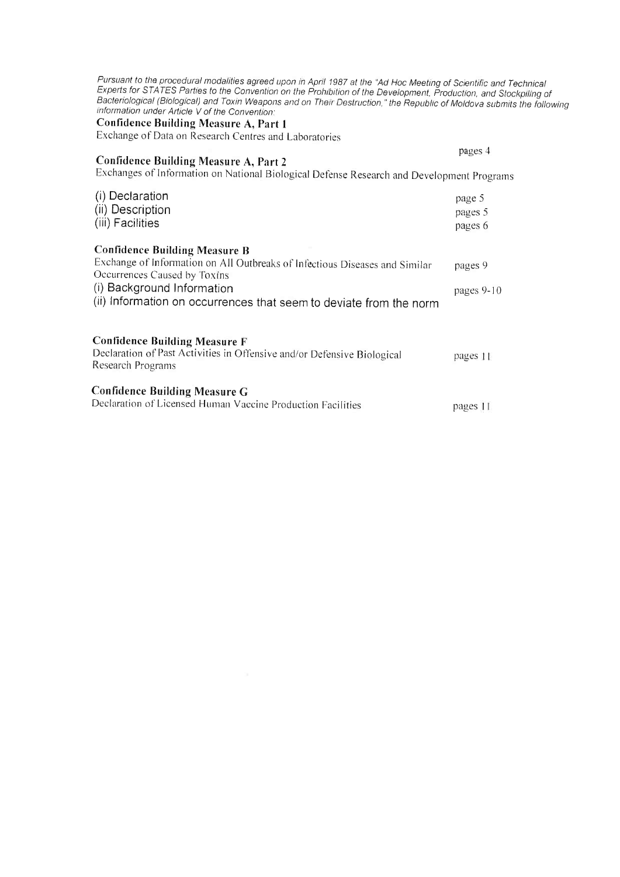*Pursuant to the procedural modalities agreed upon in April 1987 at the "Ad Hoc Meeting of Scientific and Technical Experts for STATES Parties to the Convention on the Prohibition of the Development, Production, and Stockpiling of Bacteriological (Biological) and Toxin Weapons and on Their Destruction," the Republic of Moldova submits the following information under Article V of the Convention:*

**Confidence Building Measure A, Part 1**

Exchange of Data on Research Centres and Laboratories — pages 4

**Confidence Building Measure A, Part 2**

Exchanges of Information on National Biological Defense Research and Development Programs

| | |
|---|---|
| (i) Declaration | page 5 |
| (ii) Description | pages 5 |
| (iii) Facilities | pages 6 |

**Confidence Building Measure B**

| | |
|---|---|
| Exchange of Information on All Outbreaks of Infectious Diseases and Similar Occurrences Caused by Toxins | pages 9 |
| (i) Background Information | pages 9-10 |
| (ii) Information on occurrences that seem to deviate from the norm | |

**Confidence Building Measure F**

| | |
|---|---|
| Declaration of Past Activities in Offensive and/or Defensive Biological Research Programs | pages 11 |

**Confidence Building Measure G**

| | |
|---|---|
| Declaration of Licensed Human Vaccine Production Facilities | pages 11 |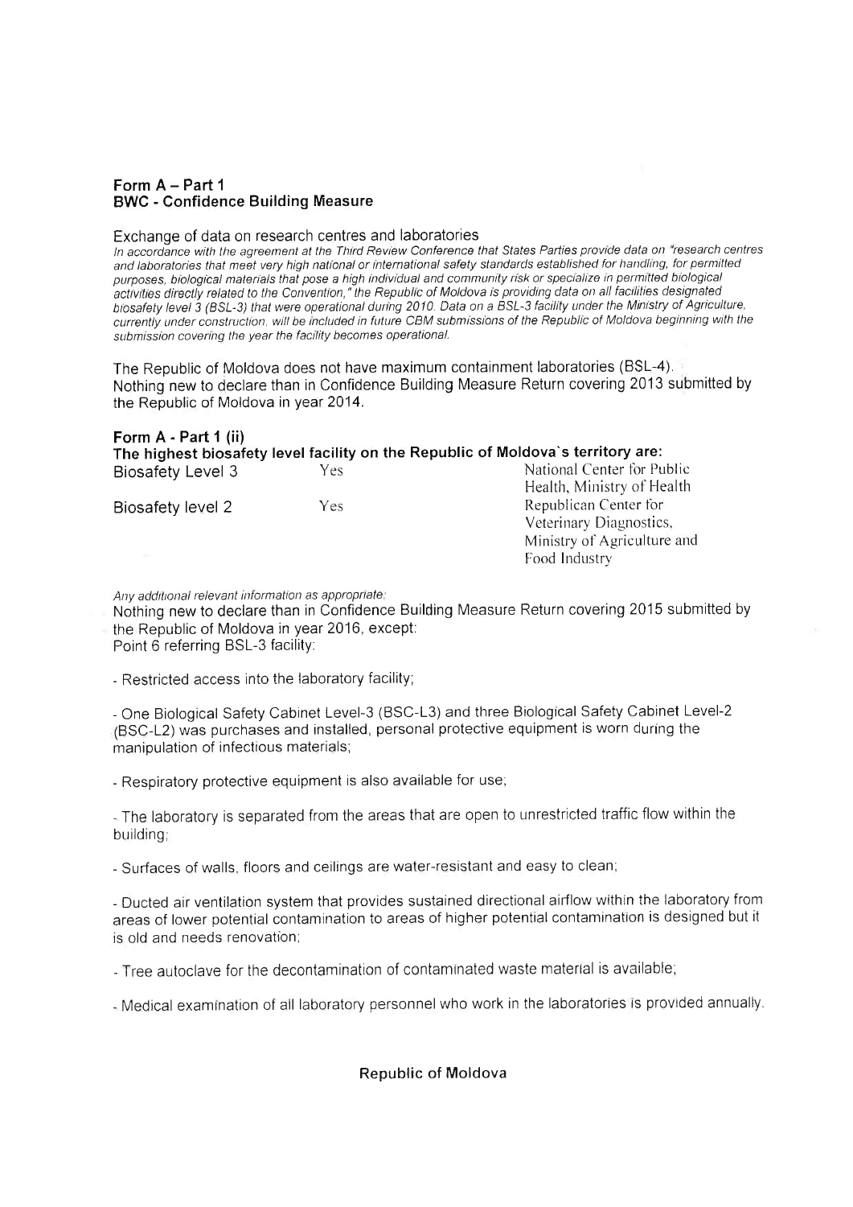## Form A – Part 1
### BWC - Confidence Building Measure

Exchange of data on research centres and laboratories

*In accordance with the agreement at the Third Review Conference that States Parties provide data on "research centres and laboratories that meet very high national or international safety standards established for handling, for permitted purposes, biological materials that pose a high individual and community risk or specialize in permitted biological activities directly related to the Convention," the Republic of Moldova is providing data on all facilities designated biosafety level 3 (BSL-3) that were operational during 2010. Data on a BSL-3 facility under the Ministry of Agriculture, currently under construction, will be included in future CBM submissions of the Republic of Moldova beginning with the submission covering the year the facility becomes operational.*

The Republic of Moldova does not have maximum containment laboratories (BSL-4).
Nothing new to declare than in Confidence Building Measure Return covering 2013 submitted by the Republic of Moldova in year 2014.

### Form A - Part 1 (ii)
**The highest biosafety level facility on the Republic of Moldova`s territory are:**

| | | |
|---|---|---|
| Biosafety Level 3 | Yes | National Center for Public Health, Ministry of Health |
| Biosafety level 2 | Yes | Republican Center for Veterinary Diagnostics, Ministry of Agriculture and Food Industry |

*Any additional relevant information as appropriate:*

Nothing new to declare than in Confidence Building Measure Return covering 2015 submitted by the Republic of Moldova in year 2016, except:
Point 6 referring BSL-3 facility:

- Restricted access into the laboratory facility;

- One Biological Safety Cabinet Level-3 (BSC-L3) and three Biological Safety Cabinet Level-2 (BSC-L2) was purchases and installed, personal protective equipment is worn during the manipulation of infectious materials;

- Respiratory protective equipment is also available for use;

- The laboratory is separated from the areas that are open to unrestricted traffic flow within the building;

- Surfaces of walls, floors and ceilings are water-resistant and easy to clean;

- Ducted air ventilation system that provides sustained directional airflow within the laboratory from areas of lower potential contamination to areas of higher potential contamination is designed but it is old and needs renovation;

- Tree autoclave for the decontamination of contaminated waste material is available;

- Medical examination of all laboratory personnel who work in the laboratories is provided annually.

Republic of Moldova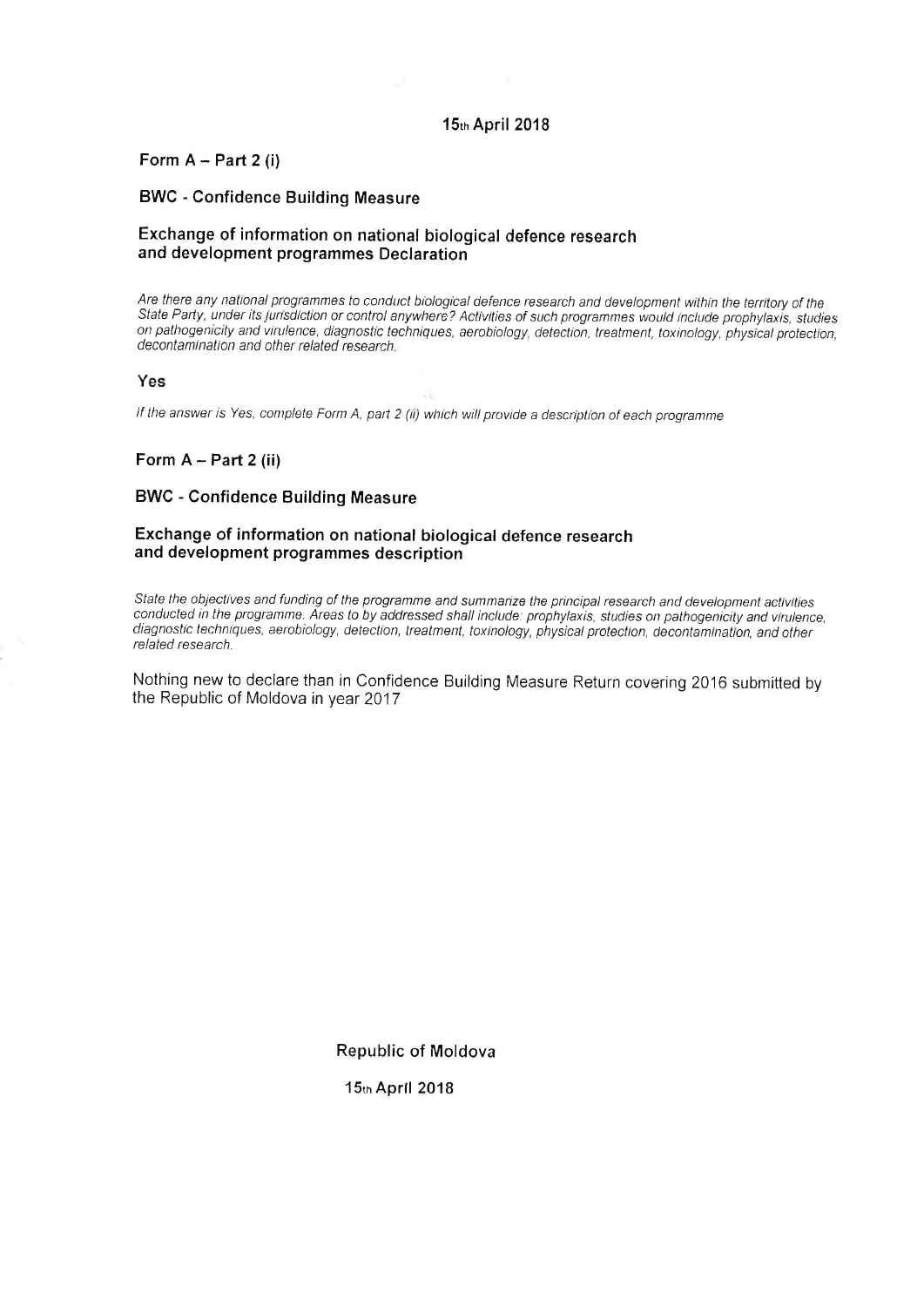15th April 2018

**Form A – Part 2 (i)**

**BWC - Confidence Building Measure**

**Exchange of information on national biological defence research and development programmes Declaration**

*Are there any national programmes to conduct biological defence research and development within the territory of the State Party, under its jurisdiction or control anywhere? Activities of such programmes would include prophylaxis, studies on pathogenicity and virulence, diagnostic techniques, aerobiology, detection, treatment, toxinology, physical protection, decontamination and other related research.*

**Yes**

*If the answer is Yes, complete Form A, part 2 (ii) which will provide a description of each programme*

**Form A – Part 2 (ii)**

**BWC - Confidence Building Measure**

**Exchange of information on national biological defence research and development programmes description**

*State the objectives and funding of the programme and summarize the principal research and development activities conducted in the programme. Areas to by addressed shall include: prophylaxis, studies on pathogenicity and virulence, diagnostic techniques, aerobiology, detection, treatment, toxinology, physical protection, decontamination, and other related research.*

Nothing new to declare than in Confidence Building Measure Return covering 2016 submitted by the Republic of Moldova in year 2017

Republic of Moldova

15th April 2018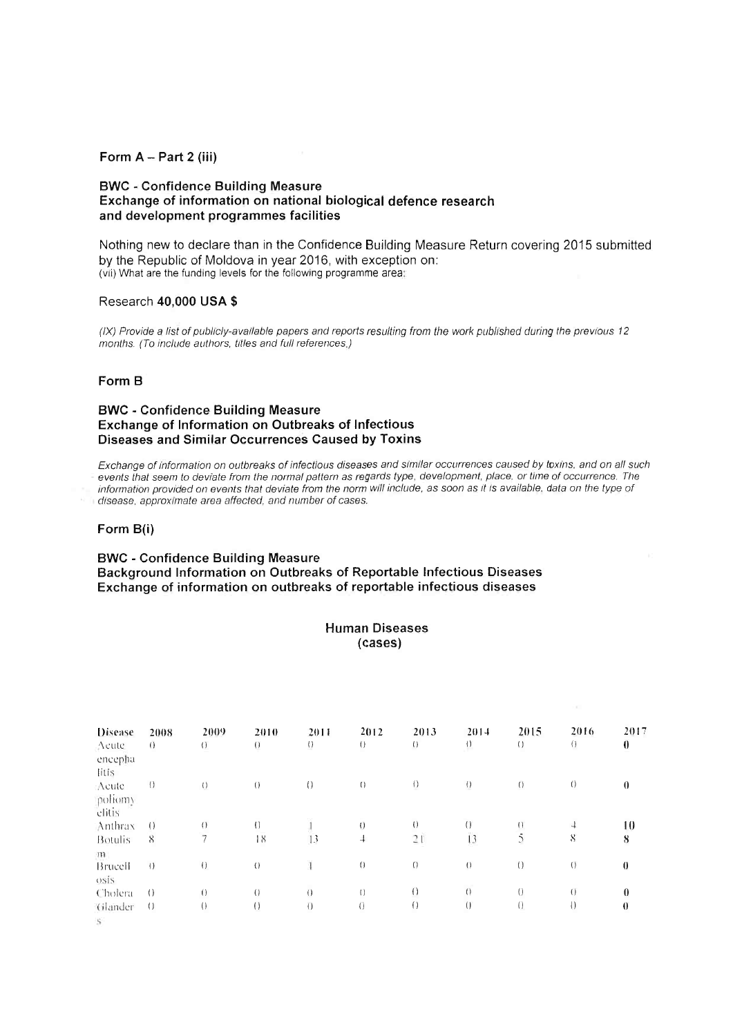**Form A – Part 2 (iii)**

**BWC - Confidence Building Measure**
**Exchange of information on national biological defence research and development programmes facilities**

Nothing new to declare than in the Confidence Building Measure Return covering 2015 submitted by the Republic of Moldova in year 2016, with exception on:
(vii) What are the funding levels for the following programme area:

Research **40,000 USA $**

*(IX) Provide a list of publicly-available papers and reports resulting from the work published during the previous 12 months. (To include authors, titles and full references.)*

**Form B**

**BWC - Confidence Building Measure**
**Exchange of Information on Outbreaks of Infectious Diseases and Similar Occurrences Caused by Toxins**

*Exchange of information on outbreaks of infectious diseases and similar occurrences caused by toxins, and on all such events that seem to deviate from the normal pattern as regards type, development, place, or time of occurrence. The information provided on events that deviate from the norm will include, as soon as it is available, data on the type of disease, approximate area affected, and number of cases.*

**Form B(i)**

**BWC - Confidence Building Measure**
**Background Information on Outbreaks of Reportable Infectious Diseases**
**Exchange of information on outbreaks of reportable infectious diseases**

**Human Diseases**
**(cases)**

| Disease | 2008 | 2009 | 2010 | 2011 | 2012 | 2013 | 2014 | 2015 | 2016 | 2017 |
|---|---|---|---|---|---|---|---|---|---|---|
| Acute encephalitis | 0 | 0 | 0 | 0 | 0 | 0 | 0 | 0 | 0 | **0** |
| Acute poliomyelitis | 0 | 0 | 0 | 0 | 0 | 0 | 0 | 0 | 0 | **0** |
| Anthrax | 0 | 0 | 0 | 1 | 0 | 0 | 0 | 0 | 4 | **10** |
| Botulism | 8 | 7 | 18 | 13 | 4 | 21 | 13 | 5 | 8 | **8** |
| Brucellosis | 0 | 0 | 0 | 1 | 0 | 0 | 0 | 0 | 0 | **0** |
| Cholera | 0 | 0 | 0 | 0 | 0 | 0 | 0 | 0 | 0 | **0** |
| Glanders | 0 | 0 | 0 | 0 | 0 | 0 | 0 | 0 | 0 | **0** |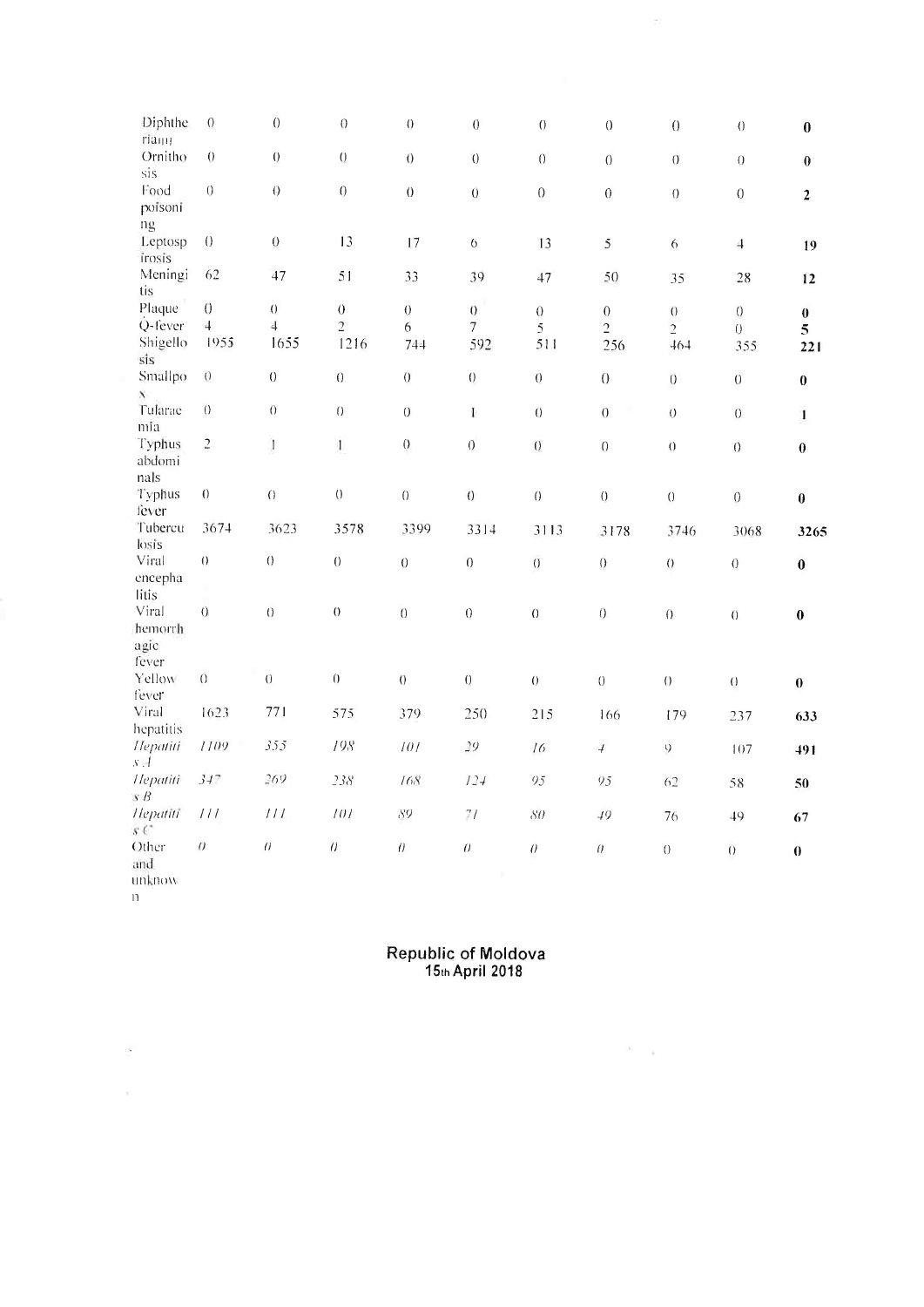| | | | | | | | | | | |
|---|---|---|---|---|---|---|---|---|---|---|
| Diphtheriaщ | 0 | 0 | 0 | 0 | 0 | 0 | 0 | 0 | 0 | **0** |
| Ornithosis | 0 | 0 | 0 | 0 | 0 | 0 | 0 | 0 | 0 | **0** |
| Food poisoning | 0 | 0 | 0 | 0 | 0 | 0 | 0 | 0 | 0 | **2** |
| Leptospirosis | 0 | 0 | 13 | 17 | 6 | 13 | 5 | 6 | 4 | **19** |
| Meningitis | 62 | 47 | 51 | 33 | 39 | 47 | 50 | 35 | 28 | **12** |
| Plaque | 0 | 0 | 0 | 0 | 0 | 0 | 0 | 0 | 0 | **0** |
| Q-fever | 4 | 4 | 2 | 6 | 7 | 5 | 2 | 2 | 0 | **5** |
| Shigellosis | 1955 | 1655 | 1216 | 744 | 592 | 511 | 256 | 464 | 355 | **221** |
| Smallpox | 0 | 0 | 0 | 0 | 0 | 0 | 0 | 0 | 0 | **0** |
| Tularaemia | 0 | 0 | 0 | 0 | 1 | 0 | 0 | 0 | 0 | **1** |
| Typhus abdominals | 2 | 1 | 1 | 0 | 0 | 0 | 0 | 0 | 0 | **0** |
| Typhus fever | 0 | 0 | 0 | 0 | 0 | 0 | 0 | 0 | 0 | **0** |
| Tuberculosis | 3674 | 3623 | 3578 | 3399 | 3314 | 3113 | 3178 | 3746 | 3068 | **3265** |
| Viral encephalitis | 0 | 0 | 0 | 0 | 0 | 0 | 0 | 0 | 0 | **0** |
| Viral hemorrhagic fever | 0 | 0 | 0 | 0 | 0 | 0 | 0 | 0 | 0 | **0** |
| Yellow fever | 0 | 0 | 0 | 0 | 0 | 0 | 0 | 0 | 0 | **0** |
| Viral hepatitis | 1623 | 771 | 575 | 379 | 250 | 215 | 166 | 179 | 237 | **633** |
| *Hepatitis A* | *1109* | *355* | *198* | *101* | *29* | *16* | *4* | 9 | 107 | **491** |
| *Hepatitis B* | *347* | *269* | *238* | *168* | *124* | *95* | *95* | 62 | 58 | **50** |
| *Hepatitis C* | *111* | *111* | *101* | *89* | *71* | *80* | *49* | 76 | 49 | **67** |
| Other and unknown | *0* | *0* | *0* | *0* | *0* | *0* | *0* | 0 | 0 | **0** |

**Republic of Moldova**
**15th April 2018**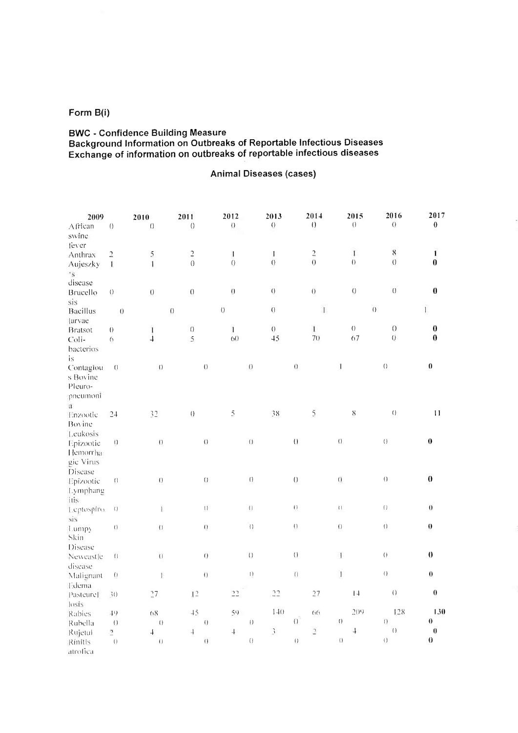**Form B(i)**

**BWC - Confidence Building Measure**
**Background Information on Outbreaks of Reportable Infectious Diseases**
**Exchange of information on outbreaks of reportable infectious diseases**

**Animal Diseases (cases)**

| | 2009 | 2010 | 2011 | 2012 | 2013 | 2014 | 2015 | 2016 | 2017 |
|---|---|---|---|---|---|---|---|---|---|
| African swine fever | 0 | 0 | 0 | 0 | 0 | 0 | 0 | 0 | **0** |
| Anthrax | 2 | 5 | 2 | 1 | 1 | 2 | 1 | 8 | **1** |
| Aujeszky's disease | 1 | 1 | 0 | 0 | 0 | 0 | 0 | 0 | **0** |
| Brucellosis | 0 | 0 | 0 | 0 | 0 | 0 | 0 | 0 | **0** |
| Bacillus larvae | 0 | 0 | 0 | 0 | 1 | 0 | 1 | | |
| Bratsot | 0 | 1 | 0 | 1 | 0 | 1 | 0 | 0 | **0** |
| Coli-bacteriosis | 6 | 4 | 5 | 60 | 45 | 70 | 67 | 0 | **0** |
| Contagious Bovine Pleuro-pneumonia | 0 | 0 | 0 | 0 | 0 | 1 | 0 | **0** | |
| Enzootic Bovine Leukosis | 24 | 32 | 0 | 5 | 38 | 5 | 8 | 0 | **11** |
| Epizootic Hemorrhagic Virus Disease | 0 | 0 | 0 | 0 | 0 | 0 | 0 | **0** | |
| Epizootic Lymphangitis | 0 | 0 | 0 | 0 | 0 | 0 | 0 | **0** | |
| Leptospirosis | 0 | 1 | 0 | 0 | 0 | 0 | 0 | **0** | |
| Lumpy Skin Disease | 0 | 0 | 0 | 0 | 0 | 0 | 0 | **0** | |
| Newcastle disease | 0 | 0 | 0 | 0 | 0 | 1 | 0 | **0** | |
| Malignant Edema | 0 | 1 | 0 | 0 | 0 | 1 | 0 | **0** | |
| Pasteurellosis | 30 | 27 | 12 | 22 | 22 | 27 | 14 | 0 | **0** |
| Rabies | 49 | 68 | 45 | 59 | 140 | 66 | 209 | 128 | **130** |
| Rubella | 0 | 0 | 0 | 0 | 0 | 0 | 0 | **0** | |
| Rujetul | 2 | 4 | 4 | 4 | 3 | 2 | 4 | 0 | **0** |
| Rinitis atrofica | 0 | 0 | 0 | 0 | 0 | 0 | 0 | **0** | |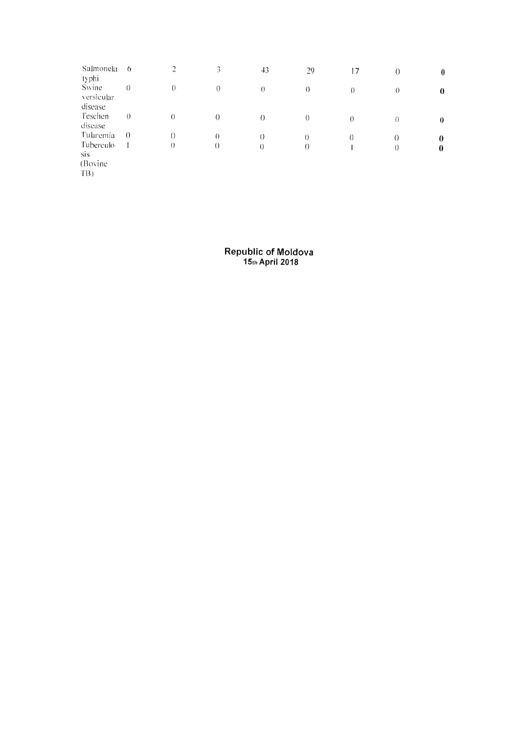|  |  |  |  |  |  |  |  |  |
|---|---|---|---|---|---|---|---|---|
| Salmonela typhi | 6 | 2 | 3 | 43 | 29 | 17 | 0 | **0** |
| Swine versicular disease | 0 | 0 | 0 | 0 | 0 | 0 | 0 | **0** |
| Teschen disease | 0 | 0 | 0 | 0 | 0 | 0 | 0 | **0** |
| Tularemia | 0 | 0 | 0 | 0 | 0 | 0 | 0 | **0** |
| Tuberculosis (Bovine TB) | 1 | 0 | 0 | 0 | 0 | 1 | 0 | **0** |

**Republic of Moldova**
**15th April 2018**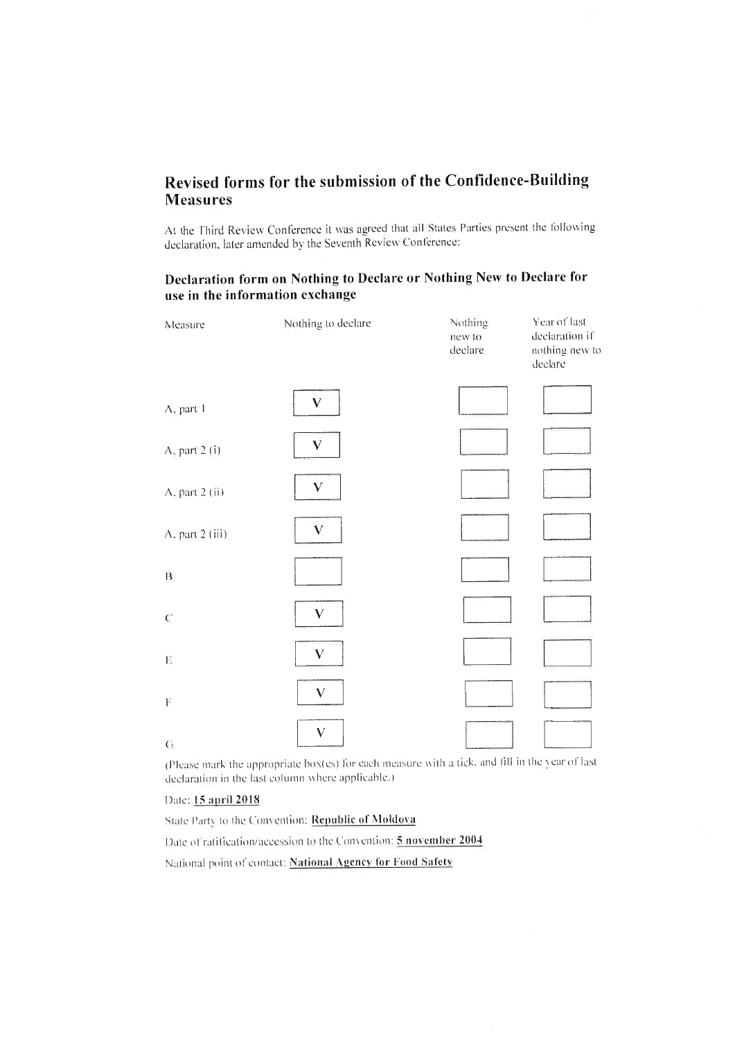## Revised forms for the submission of the Confidence-Building Measures

At the Third Review Conference it was agreed that all States Parties present the following declaration, later amended by the Seventh Review Conference:

### Declaration form on Nothing to Declare or Nothing New to Declare for use in the information exchange

| Measure | Nothing to declare | Nothing new to declare | Year of last declaration if nothing new to declare |
|---|---|---|---|
| A, part 1 | V | | |
| A, part 2 (i) | V | | |
| A, part 2 (ii) | V | | |
| A, part 2 (iii) | V | | |
| B | | | |
| C | V | | |
| E | V | | |
| F | V | | |
| G | V | | |

(Please mark the appropriate box(es) for each measure with a tick, and fill in the year of last declaration in the last column where applicable.)

Date: **15 april 2018**

State Party to the Convention: **Republic of Moldova**

Date of ratification/accession to the Convention: **5 november 2004**

National point of contact: **National Agency for Food Safety**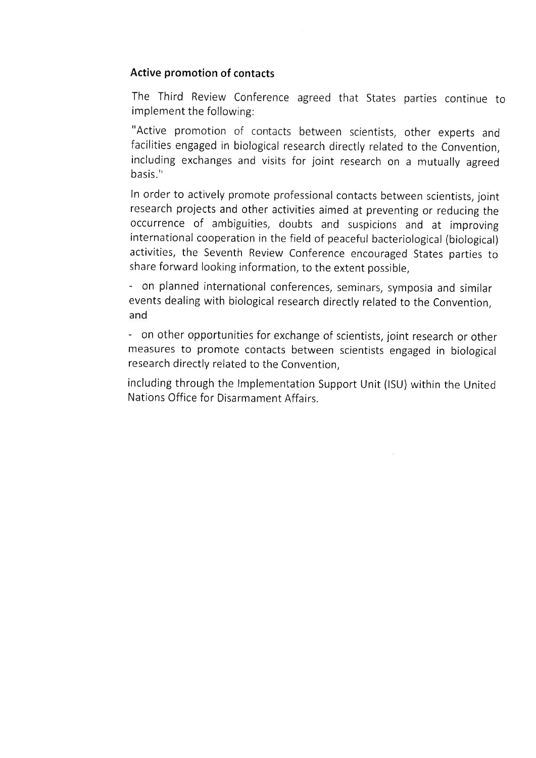**Active promotion of contacts**

The Third Review Conference agreed that States parties continue to implement the following:

"Active promotion of contacts between scientists, other experts and facilities engaged in biological research directly related to the Convention, including exchanges and visits for joint research on a mutually agreed basis."

In order to actively promote professional contacts between scientists, joint research projects and other activities aimed at preventing or reducing the occurrence of ambiguities, doubts and suspicions and at improving international cooperation in the field of peaceful bacteriological (biological) activities, the Seventh Review Conference encouraged States parties to share forward looking information, to the extent possible,

- on planned international conferences, seminars, symposia and similar events dealing with biological research directly related to the Convention, and

- on other opportunities for exchange of scientists, joint research or other measures to promote contacts between scientists engaged in biological research directly related to the Convention,

including through the Implementation Support Unit (ISU) within the United Nations Office for Disarmament Affairs.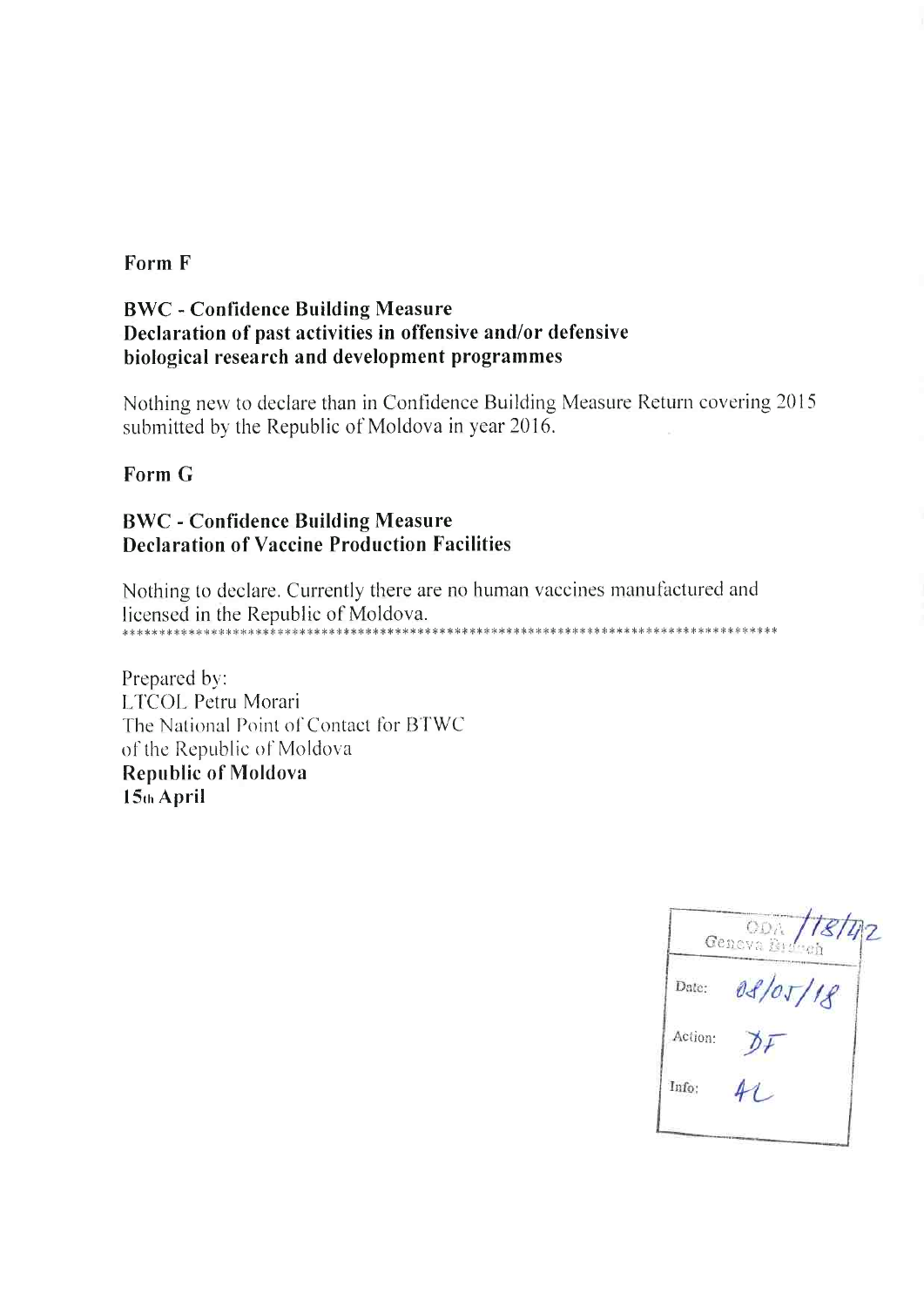**Form F**

**BWC - Confidence Building Measure**
**Declaration of past activities in offensive and/or defensive biological research and development programmes**

Nothing new to declare than in Confidence Building Measure Return covering 2015 submitted by the Republic of Moldova in year 2016.

**Form G**

**BWC - Confidence Building Measure**
**Declaration of Vaccine Production Facilities**

Nothing to declare. Currently there are no human vaccines manufactured and licensed in the Republic of Moldova.

**************************************************************************************

Prepared by:
LTCOL Petru Morari
The National Point of Contact for BTWC
of the Republic of Moldova
**Republic of Moldova**
**15th April**

ODA /18/42
Geneva Branch
Date: 08/05/18
Action: DF
Info: AL